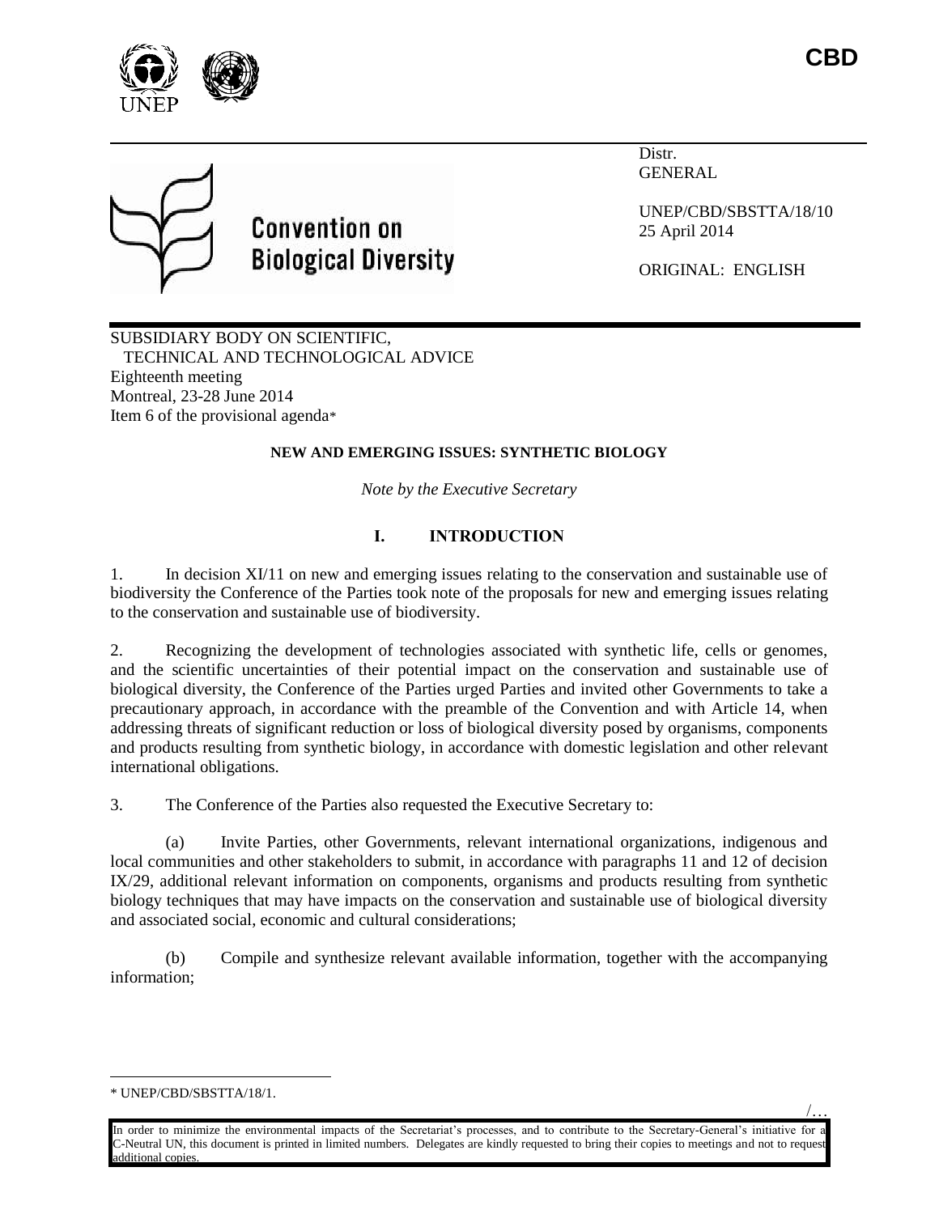CBD

Convention on Biological Diversity

Distr.
GENERAL

UNEP/CBD/SBSTTA/18/10
25 April 2014

ORIGINAL: ENGLISH

SUBSIDIARY BODY ON SCIENTIFIC, TECHNICAL AND TECHNOLOGICAL ADVICE
Eighteenth meeting
Montreal, 23-28 June 2014
Item 6 of the provisional agenda*

**NEW AND EMERGING ISSUES: SYNTHETIC BIOLOGY**

*Note by the Executive Secretary*

# I. INTRODUCTION

1. In decision XI/11 on new and emerging issues relating to the conservation and sustainable use of biodiversity the Conference of the Parties took note of the proposals for new and emerging issues relating to the conservation and sustainable use of biodiversity.

2. Recognizing the development of technologies associated with synthetic life, cells or genomes, and the scientific uncertainties of their potential impact on the conservation and sustainable use of biological diversity, the Conference of the Parties urged Parties and invited other Governments to take a precautionary approach, in accordance with the preamble of the Convention and with Article 14, when addressing threats of significant reduction or loss of biological diversity posed by organisms, components and products resulting from synthetic biology, in accordance with domestic legislation and other relevant international obligations.

3. The Conference of the Parties also requested the Executive Secretary to:

(a) Invite Parties, other Governments, relevant international organizations, indigenous and local communities and other stakeholders to submit, in accordance with paragraphs 11 and 12 of decision IX/29, additional relevant information on components, organisms and products resulting from synthetic biology techniques that may have impacts on the conservation and sustainable use of biological diversity and associated social, economic and cultural considerations;

(b) Compile and synthesize relevant available information, together with the accompanying information;

\* UNEP/CBD/SBSTTA/18/1.

In order to minimize the environmental impacts of the Secretariat's processes, and to contribute to the Secretary-General's initiative for a C-Neutral UN, this document is printed in limited numbers. Delegates are kindly requested to bring their copies to meetings and not to request additional copies.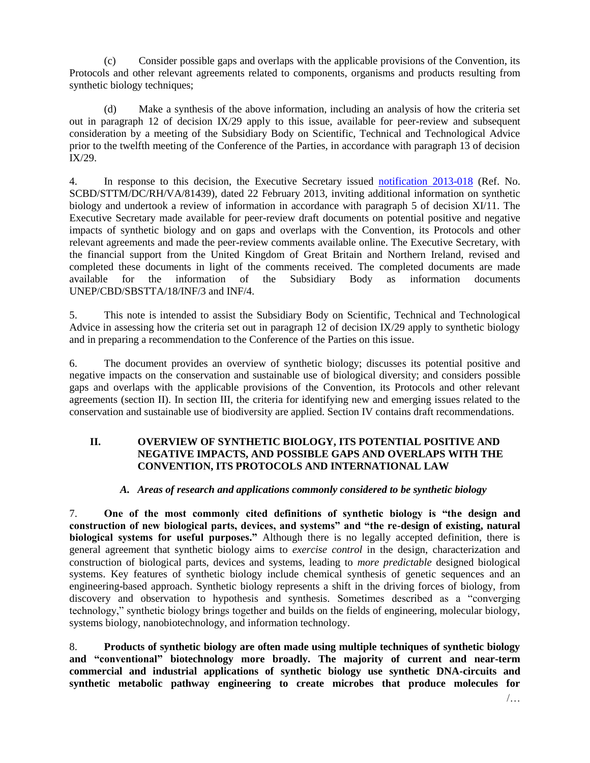(c) Consider possible gaps and overlaps with the applicable provisions of the Convention, its Protocols and other relevant agreements related to components, organisms and products resulting from synthetic biology techniques;

(d) Make a synthesis of the above information, including an analysis of how the criteria set out in paragraph 12 of decision IX/29 apply to this issue, available for peer-review and subsequent consideration by a meeting of the Subsidiary Body on Scientific, Technical and Technological Advice prior to the twelfth meeting of the Conference of the Parties, in accordance with paragraph 13 of decision IX/29.

4. In response to this decision, the Executive Secretary issued notification 2013-018 (Ref. No. SCBD/STTM/DC/RH/VA/81439), dated 22 February 2013, inviting additional information on synthetic biology and undertook a review of information in accordance with paragraph 5 of decision XI/11. The Executive Secretary made available for peer-review draft documents on potential positive and negative impacts of synthetic biology and on gaps and overlaps with the Convention, its Protocols and other relevant agreements and made the peer-review comments available online. The Executive Secretary, with the financial support from the United Kingdom of Great Britain and Northern Ireland, revised and completed these documents in light of the comments received. The completed documents are made available for the information of the Subsidiary Body as information documents UNEP/CBD/SBSTTA/18/INF/3 and INF/4.

5. This note is intended to assist the Subsidiary Body on Scientific, Technical and Technological Advice in assessing how the criteria set out in paragraph 12 of decision IX/29 apply to synthetic biology and in preparing a recommendation to the Conference of the Parties on this issue.

6. The document provides an overview of synthetic biology; discusses its potential positive and negative impacts on the conservation and sustainable use of biological diversity; and considers possible gaps and overlaps with the applicable provisions of the Convention, its Protocols and other relevant agreements (section II). In section III, the criteria for identifying new and emerging issues related to the conservation and sustainable use of biodiversity are applied. Section IV contains draft recommendations.

## II. OVERVIEW OF SYNTHETIC BIOLOGY, ITS POTENTIAL POSITIVE AND NEGATIVE IMPACTS, AND POSSIBLE GAPS AND OVERLAPS WITH THE CONVENTION, ITS PROTOCOLS AND INTERNATIONAL LAW

### *A. Areas of research and applications commonly considered to be synthetic biology*

7. **One of the most commonly cited definitions of synthetic biology is "the design and construction of new biological parts, devices, and systems" and "the re-design of existing, natural biological systems for useful purposes."** Although there is no legally accepted definition, there is general agreement that synthetic biology aims to *exercise control* in the design, characterization and construction of biological parts, devices and systems, leading to *more predictable* designed biological systems. Key features of synthetic biology include chemical synthesis of genetic sequences and an engineering-based approach. Synthetic biology represents a shift in the driving forces of biology, from discovery and observation to hypothesis and synthesis. Sometimes described as a "converging technology," synthetic biology brings together and builds on the fields of engineering, molecular biology, systems biology, nanobiotechnology, and information technology.

8. **Products of synthetic biology are often made using multiple techniques of synthetic biology and "conventional" biotechnology more broadly. The majority of current and near-term commercial and industrial applications of synthetic biology use synthetic DNA-circuits and synthetic metabolic pathway engineering to create microbes that produce molecules for**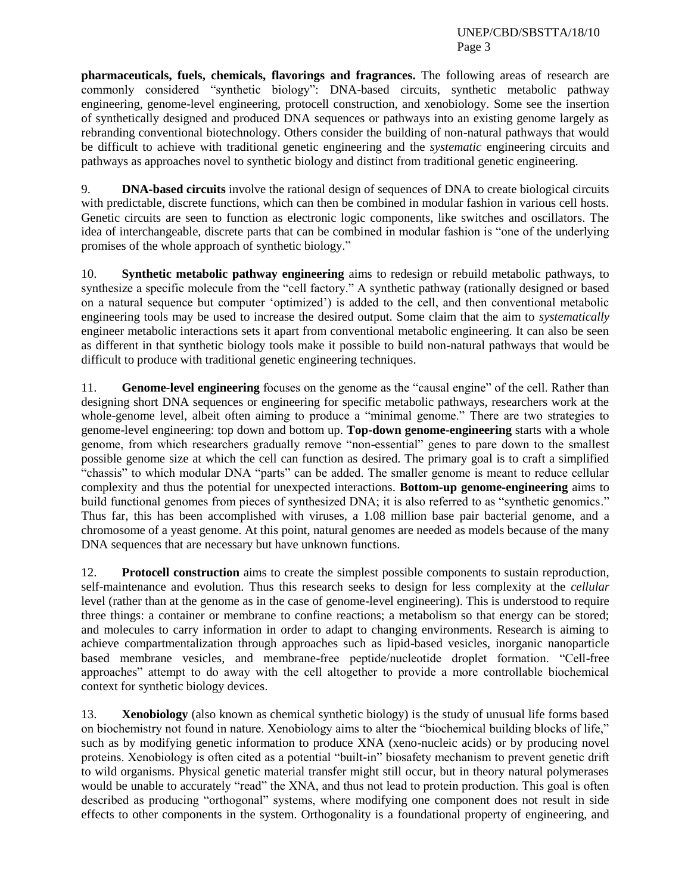**pharmaceuticals, fuels, chemicals, flavorings and fragrances.** The following areas of research are commonly considered "synthetic biology": DNA-based circuits, synthetic metabolic pathway engineering, genome-level engineering, protocell construction, and xenobiology. Some see the insertion of synthetically designed and produced DNA sequences or pathways into an existing genome largely as rebranding conventional biotechnology. Others consider the building of non-natural pathways that would be difficult to achieve with traditional genetic engineering and the *systematic* engineering circuits and pathways as approaches novel to synthetic biology and distinct from traditional genetic engineering.

9. **DNA-based circuits** involve the rational design of sequences of DNA to create biological circuits with predictable, discrete functions, which can then be combined in modular fashion in various cell hosts. Genetic circuits are seen to function as electronic logic components, like switches and oscillators. The idea of interchangeable, discrete parts that can be combined in modular fashion is "one of the underlying promises of the whole approach of synthetic biology."

10. **Synthetic metabolic pathway engineering** aims to redesign or rebuild metabolic pathways, to synthesize a specific molecule from the "cell factory." A synthetic pathway (rationally designed or based on a natural sequence but computer 'optimized') is added to the cell, and then conventional metabolic engineering tools may be used to increase the desired output. Some claim that the aim to *systematically* engineer metabolic interactions sets it apart from conventional metabolic engineering. It can also be seen as different in that synthetic biology tools make it possible to build non-natural pathways that would be difficult to produce with traditional genetic engineering techniques.

11. **Genome-level engineering** focuses on the genome as the "causal engine" of the cell. Rather than designing short DNA sequences or engineering for specific metabolic pathways, researchers work at the whole-genome level, albeit often aiming to produce a "minimal genome." There are two strategies to genome-level engineering: top down and bottom up. **Top-down genome-engineering** starts with a whole genome, from which researchers gradually remove "non-essential" genes to pare down to the smallest possible genome size at which the cell can function as desired. The primary goal is to craft a simplified "chassis" to which modular DNA "parts" can be added. The smaller genome is meant to reduce cellular complexity and thus the potential for unexpected interactions. **Bottom-up genome-engineering** aims to build functional genomes from pieces of synthesized DNA; it is also referred to as "synthetic genomics." Thus far, this has been accomplished with viruses, a 1.08 million base pair bacterial genome, and a chromosome of a yeast genome. At this point, natural genomes are needed as models because of the many DNA sequences that are necessary but have unknown functions.

12. **Protocell construction** aims to create the simplest possible components to sustain reproduction, self-maintenance and evolution. Thus this research seeks to design for less complexity at the *cellular* level (rather than at the genome as in the case of genome-level engineering). This is understood to require three things: a container or membrane to confine reactions; a metabolism so that energy can be stored; and molecules to carry information in order to adapt to changing environments. Research is aiming to achieve compartmentalization through approaches such as lipid-based vesicles, inorganic nanoparticle based membrane vesicles, and membrane-free peptide/nucleotide droplet formation. "Cell-free approaches" attempt to do away with the cell altogether to provide a more controllable biochemical context for synthetic biology devices.

13. **Xenobiology** (also known as chemical synthetic biology) is the study of unusual life forms based on biochemistry not found in nature. Xenobiology aims to alter the "biochemical building blocks of life," such as by modifying genetic information to produce XNA (xeno-nucleic acids) or by producing novel proteins. Xenobiology is often cited as a potential "built-in" biosafety mechanism to prevent genetic drift to wild organisms. Physical genetic material transfer might still occur, but in theory natural polymerases would be unable to accurately "read" the XNA, and thus not lead to protein production. This goal is often described as producing "orthogonal" systems, where modifying one component does not result in side effects to other components in the system. Orthogonality is a foundational property of engineering, and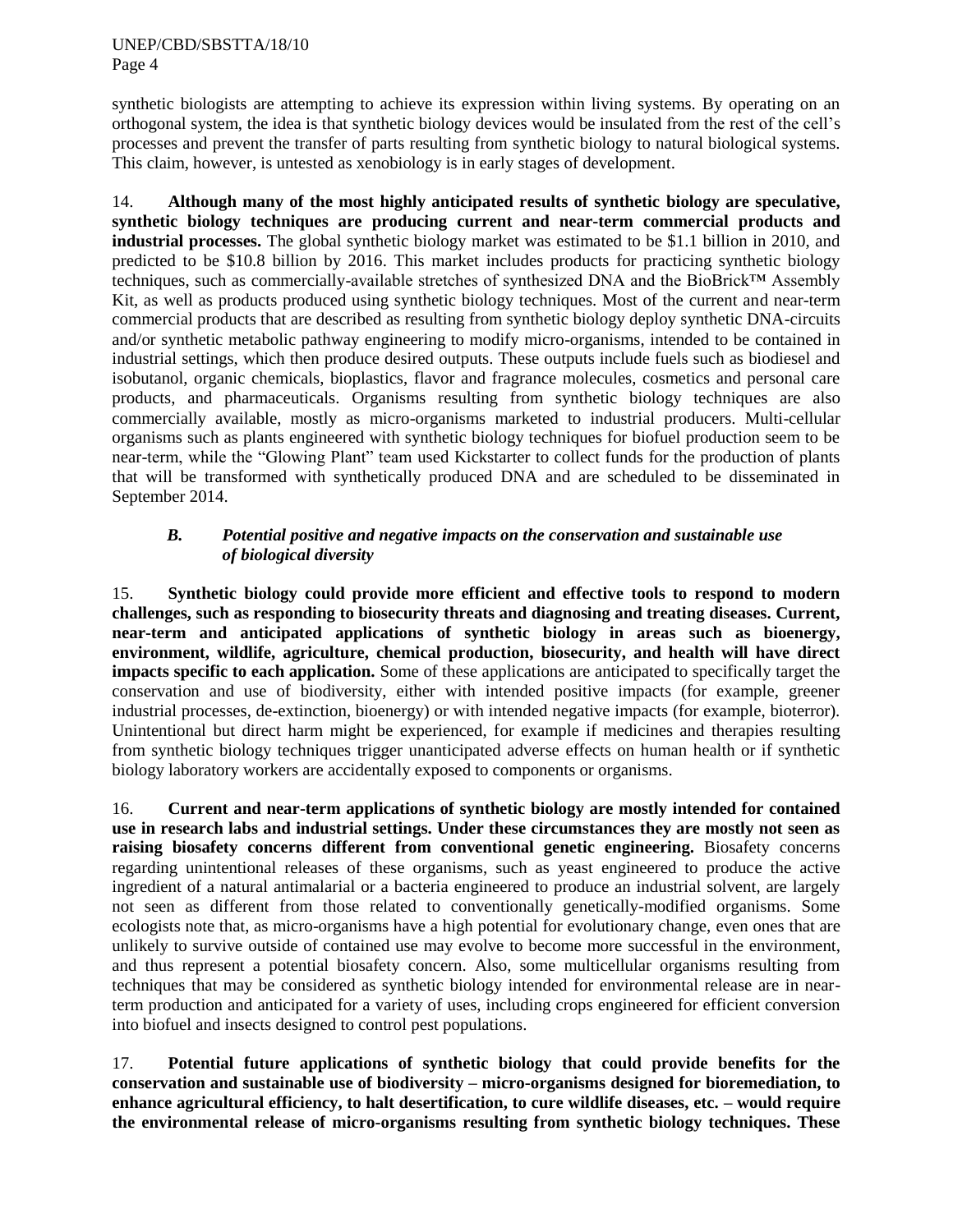synthetic biologists are attempting to achieve its expression within living systems. By operating on an orthogonal system, the idea is that synthetic biology devices would be insulated from the rest of the cell's processes and prevent the transfer of parts resulting from synthetic biology to natural biological systems. This claim, however, is untested as xenobiology is in early stages of development.

14. **Although many of the most highly anticipated results of synthetic biology are speculative, synthetic biology techniques are producing current and near-term commercial products and industrial processes.** The global synthetic biology market was estimated to be $1.1 billion in 2010, and predicted to be $10.8 billion by 2016. This market includes products for practicing synthetic biology techniques, such as commercially-available stretches of synthesized DNA and the BioBrick™ Assembly Kit, as well as products produced using synthetic biology techniques. Most of the current and near-term commercial products that are described as resulting from synthetic biology deploy synthetic DNA-circuits and/or synthetic metabolic pathway engineering to modify micro-organisms, intended to be contained in industrial settings, which then produce desired outputs. These outputs include fuels such as biodiesel and isobutanol, organic chemicals, bioplastics, flavor and fragrance molecules, cosmetics and personal care products, and pharmaceuticals. Organisms resulting from synthetic biology techniques are also commercially available, mostly as micro-organisms marketed to industrial producers. Multi-cellular organisms such as plants engineered with synthetic biology techniques for biofuel production seem to be near-term, while the "Glowing Plant" team used Kickstarter to collect funds for the production of plants that will be transformed with synthetically produced DNA and are scheduled to be disseminated in September 2014.

### *B. Potential positive and negative impacts on the conservation and sustainable use of biological diversity*

15. **Synthetic biology could provide more efficient and effective tools to respond to modern challenges, such as responding to biosecurity threats and diagnosing and treating diseases. Current, near-term and anticipated applications of synthetic biology in areas such as bioenergy, environment, wildlife, agriculture, chemical production, biosecurity, and health will have direct impacts specific to each application.** Some of these applications are anticipated to specifically target the conservation and use of biodiversity, either with intended positive impacts (for example, greener industrial processes, de-extinction, bioenergy) or with intended negative impacts (for example, bioterror). Unintentional but direct harm might be experienced, for example if medicines and therapies resulting from synthetic biology techniques trigger unanticipated adverse effects on human health or if synthetic biology laboratory workers are accidentally exposed to components or organisms.

16. **Current and near-term applications of synthetic biology are mostly intended for contained use in research labs and industrial settings. Under these circumstances they are mostly not seen as raising biosafety concerns different from conventional genetic engineering.** Biosafety concerns regarding unintentional releases of these organisms, such as yeast engineered to produce the active ingredient of a natural antimalarial or a bacteria engineered to produce an industrial solvent, are largely not seen as different from those related to conventionally genetically-modified organisms. Some ecologists note that, as micro-organisms have a high potential for evolutionary change, even ones that are unlikely to survive outside of contained use may evolve to become more successful in the environment, and thus represent a potential biosafety concern. Also, some multicellular organisms resulting from techniques that may be considered as synthetic biology intended for environmental release are in near-term production and anticipated for a variety of uses, including crops engineered for efficient conversion into biofuel and insects designed to control pest populations.

17. **Potential future applications of synthetic biology that could provide benefits for the conservation and sustainable use of biodiversity – micro-organisms designed for bioremediation, to enhance agricultural efficiency, to halt desertification, to cure wildlife diseases, etc. – would require the environmental release of micro-organisms resulting from synthetic biology techniques. These**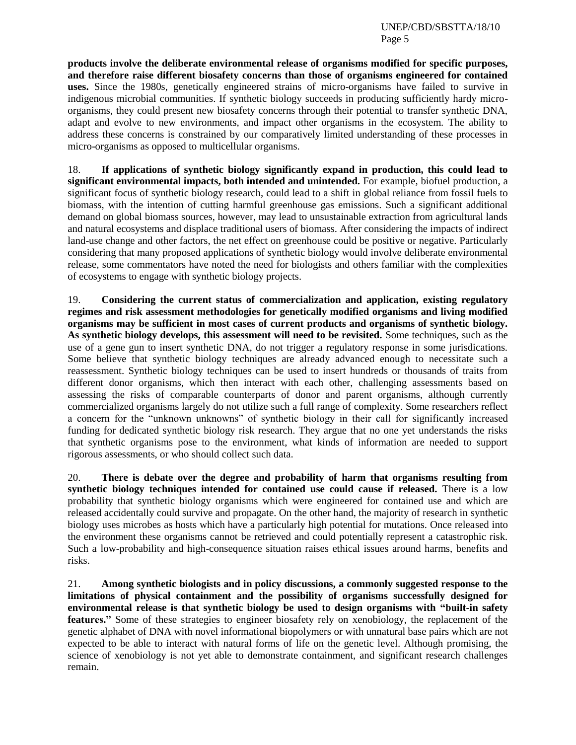**products involve the deliberate environmental release of organisms modified for specific purposes, and therefore raise different biosafety concerns than those of organisms engineered for contained uses.** Since the 1980s, genetically engineered strains of micro-organisms have failed to survive in indigenous microbial communities. If synthetic biology succeeds in producing sufficiently hardy micro-organisms, they could present new biosafety concerns through their potential to transfer synthetic DNA, adapt and evolve to new environments, and impact other organisms in the ecosystem. The ability to address these concerns is constrained by our comparatively limited understanding of these processes in micro-organisms as opposed to multicellular organisms.

18. **If applications of synthetic biology significantly expand in production, this could lead to significant environmental impacts, both intended and unintended.** For example, biofuel production, a significant focus of synthetic biology research, could lead to a shift in global reliance from fossil fuels to biomass, with the intention of cutting harmful greenhouse gas emissions. Such a significant additional demand on global biomass sources, however, may lead to unsustainable extraction from agricultural lands and natural ecosystems and displace traditional users of biomass. After considering the impacts of indirect land-use change and other factors, the net effect on greenhouse could be positive or negative. Particularly considering that many proposed applications of synthetic biology would involve deliberate environmental release, some commentators have noted the need for biologists and others familiar with the complexities of ecosystems to engage with synthetic biology projects.

19. **Considering the current status of commercialization and application, existing regulatory regimes and risk assessment methodologies for genetically modified organisms and living modified organisms may be sufficient in most cases of current products and organisms of synthetic biology. As synthetic biology develops, this assessment will need to be revisited.** Some techniques, such as the use of a gene gun to insert synthetic DNA, do not trigger a regulatory response in some jurisdications. Some believe that synthetic biology techniques are already advanced enough to necessitate such a reassessment. Synthetic biology techniques can be used to insert hundreds or thousands of traits from different donor organisms, which then interact with each other, challenging assessments based on assessing the risks of comparable counterparts of donor and parent organisms, although currently commercialized organisms largely do not utilize such a full range of complexity. Some researchers reflect a concern for the "unknown unknowns" of synthetic biology in their call for significantly increased funding for dedicated synthetic biology risk research. They argue that no one yet understands the risks that synthetic organisms pose to the environment, what kinds of information are needed to support rigorous assessments, or who should collect such data.

20. **There is debate over the degree and probability of harm that organisms resulting from synthetic biology techniques intended for contained use could cause if released.** There is a low probability that synthetic biology organisms which were engineered for contained use and which are released accidentally could survive and propagate. On the other hand, the majority of research in synthetic biology uses microbes as hosts which have a particularly high potential for mutations. Once released into the environment these organisms cannot be retrieved and could potentially represent a catastrophic risk. Such a low-probability and high-consequence situation raises ethical issues around harms, benefits and risks.

21. **Among synthetic biologists and in policy discussions, a commonly suggested response to the limitations of physical containment and the possibility of organisms successfully designed for environmental release is that synthetic biology be used to design organisms with "built-in safety features."** Some of these strategies to engineer biosafety rely on xenobiology, the replacement of the genetic alphabet of DNA with novel informational biopolymers or with unnatural base pairs which are not expected to be able to interact with natural forms of life on the genetic level. Although promising, the science of xenobiology is not yet able to demonstrate containment, and significant research challenges remain.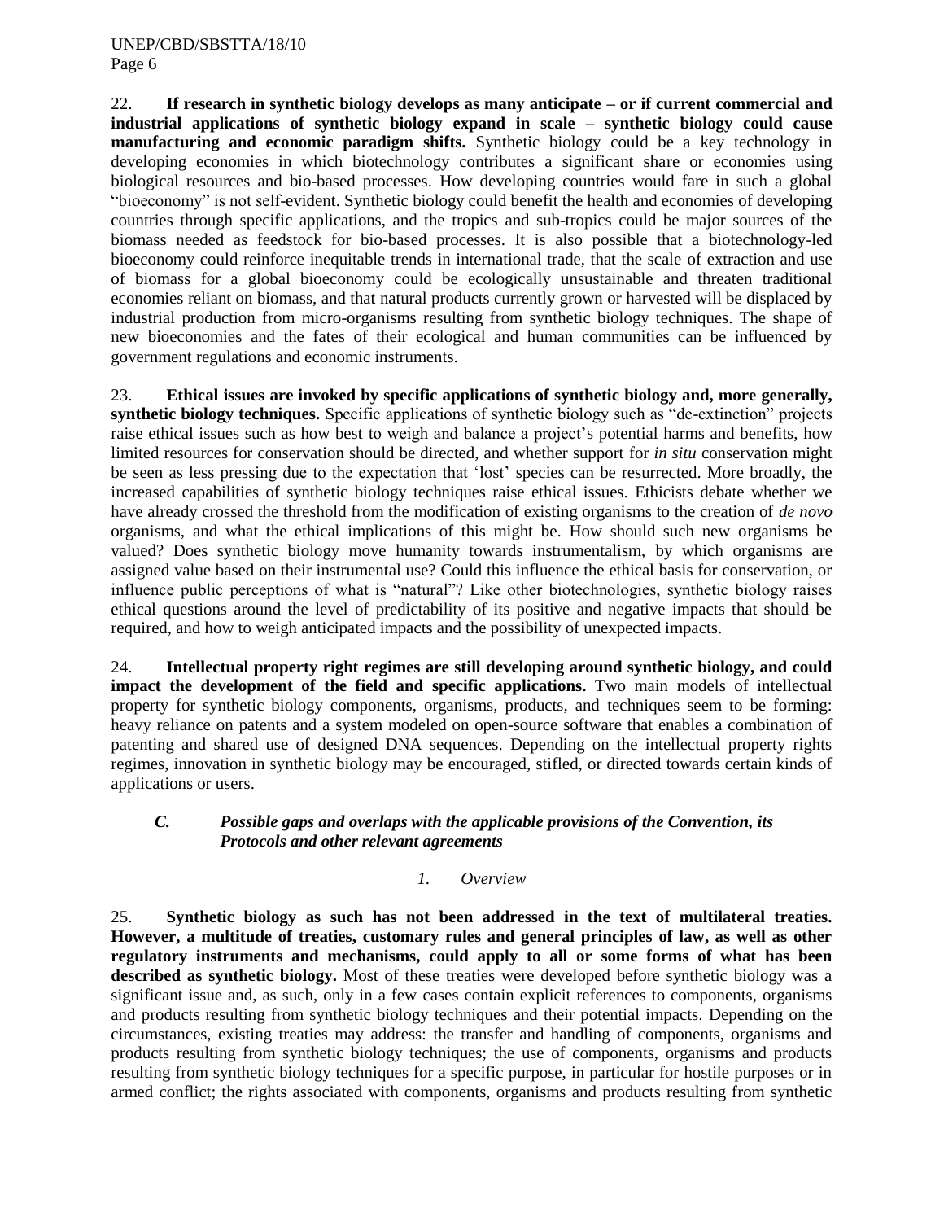22. **If research in synthetic biology develops as many anticipate – or if current commercial and industrial applications of synthetic biology expand in scale – synthetic biology could cause manufacturing and economic paradigm shifts.** Synthetic biology could be a key technology in developing economies in which biotechnology contributes a significant share or economies using biological resources and bio-based processes. How developing countries would fare in such a global "bioeconomy" is not self-evident. Synthetic biology could benefit the health and economies of developing countries through specific applications, and the tropics and sub-tropics could be major sources of the biomass needed as feedstock for bio-based processes. It is also possible that a biotechnology-led bioeconomy could reinforce inequitable trends in international trade, that the scale of extraction and use of biomass for a global bioeconomy could be ecologically unsustainable and threaten traditional economies reliant on biomass, and that natural products currently grown or harvested will be displaced by industrial production from micro-organisms resulting from synthetic biology techniques. The shape of new bioeconomies and the fates of their ecological and human communities can be influenced by government regulations and economic instruments.

23. **Ethical issues are invoked by specific applications of synthetic biology and, more generally, synthetic biology techniques.** Specific applications of synthetic biology such as "de-extinction" projects raise ethical issues such as how best to weigh and balance a project's potential harms and benefits, how limited resources for conservation should be directed, and whether support for *in situ* conservation might be seen as less pressing due to the expectation that 'lost' species can be resurrected. More broadly, the increased capabilities of synthetic biology techniques raise ethical issues. Ethicists debate whether we have already crossed the threshold from the modification of existing organisms to the creation of *de novo* organisms, and what the ethical implications of this might be. How should such new organisms be valued? Does synthetic biology move humanity towards instrumentalism, by which organisms are assigned value based on their instrumental use? Could this influence the ethical basis for conservation, or influence public perceptions of what is "natural"? Like other biotechnologies, synthetic biology raises ethical questions around the level of predictability of its positive and negative impacts that should be required, and how to weigh anticipated impacts and the possibility of unexpected impacts.

24. **Intellectual property right regimes are still developing around synthetic biology, and could impact the development of the field and specific applications.** Two main models of intellectual property for synthetic biology components, organisms, products, and techniques seem to be forming: heavy reliance on patents and a system modeled on open-source software that enables a combination of patenting and shared use of designed DNA sequences. Depending on the intellectual property rights regimes, innovation in synthetic biology may be encouraged, stifled, or directed towards certain kinds of applications or users.

### *C. Possible gaps and overlaps with the applicable provisions of the Convention, its Protocols and other relevant agreements*

#### *1. Overview*

25. **Synthetic biology as such has not been addressed in the text of multilateral treaties. However, a multitude of treaties, customary rules and general principles of law, as well as other regulatory instruments and mechanisms, could apply to all or some forms of what has been described as synthetic biology.** Most of these treaties were developed before synthetic biology was a significant issue and, as such, only in a few cases contain explicit references to components, organisms and products resulting from synthetic biology techniques and their potential impacts. Depending on the circumstances, existing treaties may address: the transfer and handling of components, organisms and products resulting from synthetic biology techniques; the use of components, organisms and products resulting from synthetic biology techniques for a specific purpose, in particular for hostile purposes or in armed conflict; the rights associated with components, organisms and products resulting from synthetic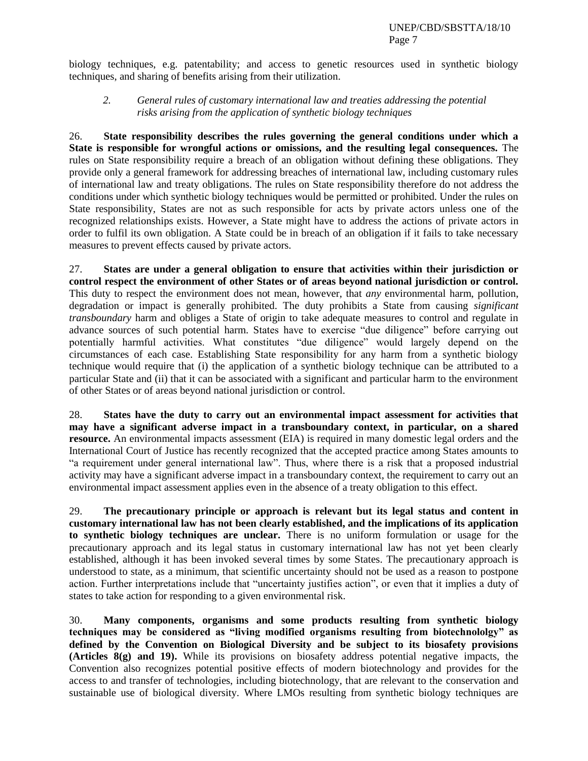biology techniques, e.g. patentability; and access to genetic resources used in synthetic biology techniques, and sharing of benefits arising from their utilization.

### *2. General rules of customary international law and treaties addressing the potential risks arising from the application of synthetic biology techniques*

26. **State responsibility describes the rules governing the general conditions under which a State is responsible for wrongful actions or omissions, and the resulting legal consequences.** The rules on State responsibility require a breach of an obligation without defining these obligations. They provide only a general framework for addressing breaches of international law, including customary rules of international law and treaty obligations. The rules on State responsibility therefore do not address the conditions under which synthetic biology techniques would be permitted or prohibited. Under the rules on State responsibility, States are not as such responsible for acts by private actors unless one of the recognized relationships exists. However, a State might have to address the actions of private actors in order to fulfil its own obligation. A State could be in breach of an obligation if it fails to take necessary measures to prevent effects caused by private actors.

27. **States are under a general obligation to ensure that activities within their jurisdiction or control respect the environment of other States or of areas beyond national jurisdiction or control.** This duty to respect the environment does not mean, however, that *any* environmental harm, pollution, degradation or impact is generally prohibited. The duty prohibits a State from causing *significant transboundary* harm and obliges a State of origin to take adequate measures to control and regulate in advance sources of such potential harm. States have to exercise "due diligence" before carrying out potentially harmful activities. What constitutes "due diligence" would largely depend on the circumstances of each case. Establishing State responsibility for any harm from a synthetic biology technique would require that (i) the application of a synthetic biology technique can be attributed to a particular State and (ii) that it can be associated with a significant and particular harm to the environment of other States or of areas beyond national jurisdiction or control.

28. **States have the duty to carry out an environmental impact assessment for activities that may have a significant adverse impact in a transboundary context, in particular, on a shared resource.** An environmental impacts assessment (EIA) is required in many domestic legal orders and the International Court of Justice has recently recognized that the accepted practice among States amounts to "a requirement under general international law". Thus, where there is a risk that a proposed industrial activity may have a significant adverse impact in a transboundary context, the requirement to carry out an environmental impact assessment applies even in the absence of a treaty obligation to this effect.

29. **The precautionary principle or approach is relevant but its legal status and content in customary international law has not been clearly established, and the implications of its application to synthetic biology techniques are unclear.** There is no uniform formulation or usage for the precautionary approach and its legal status in customary international law has not yet been clearly established, although it has been invoked several times by some States. The precautionary approach is understood to state, as a minimum, that scientific uncertainty should not be used as a reason to postpone action. Further interpretations include that "uncertainty justifies action", or even that it implies a duty of states to take action for responding to a given environmental risk.

30. **Many components, organisms and some products resulting from synthetic biology techniques may be considered as "living modified organisms resulting from biotechnololgy" as defined by the Convention on Biological Diversity and be subject to its biosafety provisions (Articles 8(g) and 19).** While its provisions on biosafety address potential negative impacts, the Convention also recognizes potential positive effects of modern biotechnology and provides for the access to and transfer of technologies, including biotechnology, that are relevant to the conservation and sustainable use of biological diversity. Where LMOs resulting from synthetic biology techniques are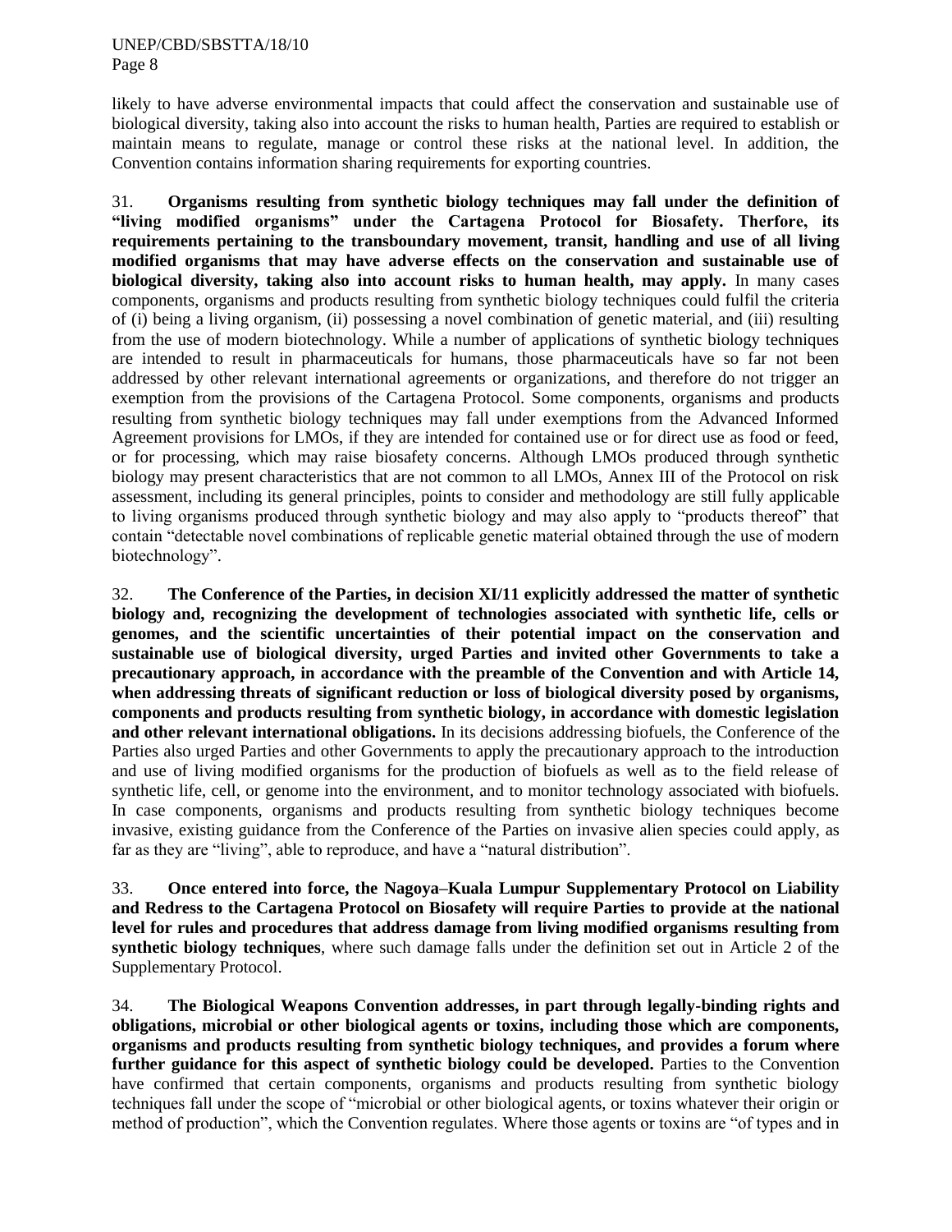likely to have adverse environmental impacts that could affect the conservation and sustainable use of biological diversity, taking also into account the risks to human health, Parties are required to establish or maintain means to regulate, manage or control these risks at the national level. In addition, the Convention contains information sharing requirements for exporting countries.

31. **Organisms resulting from synthetic biology techniques may fall under the definition of "living modified organisms" under the Cartagena Protocol for Biosafety. Therfore, its requirements pertaining to the transboundary movement, transit, handling and use of all living modified organisms that may have adverse effects on the conservation and sustainable use of biological diversity, taking also into account risks to human health, may apply.** In many cases components, organisms and products resulting from synthetic biology techniques could fulfil the criteria of (i) being a living organism, (ii) possessing a novel combination of genetic material, and (iii) resulting from the use of modern biotechnology. While a number of applications of synthetic biology techniques are intended to result in pharmaceuticals for humans, those pharmaceuticals have so far not been addressed by other relevant international agreements or organizations, and therefore do not trigger an exemption from the provisions of the Cartagena Protocol. Some components, organisms and products resulting from synthetic biology techniques may fall under exemptions from the Advanced Informed Agreement provisions for LMOs, if they are intended for contained use or for direct use as food or feed, or for processing, which may raise biosafety concerns. Although LMOs produced through synthetic biology may present characteristics that are not common to all LMOs, Annex III of the Protocol on risk assessment, including its general principles, points to consider and methodology are still fully applicable to living organisms produced through synthetic biology and may also apply to "products thereof" that contain "detectable novel combinations of replicable genetic material obtained through the use of modern biotechnology".

32. **The Conference of the Parties, in decision XI/11 explicitly addressed the matter of synthetic biology and, recognizing the development of technologies associated with synthetic life, cells or genomes, and the scientific uncertainties of their potential impact on the conservation and sustainable use of biological diversity, urged Parties and invited other Governments to take a precautionary approach, in accordance with the preamble of the Convention and with Article 14, when addressing threats of significant reduction or loss of biological diversity posed by organisms, components and products resulting from synthetic biology, in accordance with domestic legislation and other relevant international obligations.** In its decisions addressing biofuels, the Conference of the Parties also urged Parties and other Governments to apply the precautionary approach to the introduction and use of living modified organisms for the production of biofuels as well as to the field release of synthetic life, cell, or genome into the environment, and to monitor technology associated with biofuels. In case components, organisms and products resulting from synthetic biology techniques become invasive, existing guidance from the Conference of the Parties on invasive alien species could apply, as far as they are "living", able to reproduce, and have a "natural distribution".

33. **Once entered into force, the Nagoya–Kuala Lumpur Supplementary Protocol on Liability and Redress to the Cartagena Protocol on Biosafety will require Parties to provide at the national level for rules and procedures that address damage from living modified organisms resulting from synthetic biology techniques**, where such damage falls under the definition set out in Article 2 of the Supplementary Protocol.

34. **The Biological Weapons Convention addresses, in part through legally-binding rights and obligations, microbial or other biological agents or toxins, including those which are components, organisms and products resulting from synthetic biology techniques, and provides a forum where further guidance for this aspect of synthetic biology could be developed.** Parties to the Convention have confirmed that certain components, organisms and products resulting from synthetic biology techniques fall under the scope of "microbial or other biological agents, or toxins whatever their origin or method of production", which the Convention regulates. Where those agents or toxins are "of types and in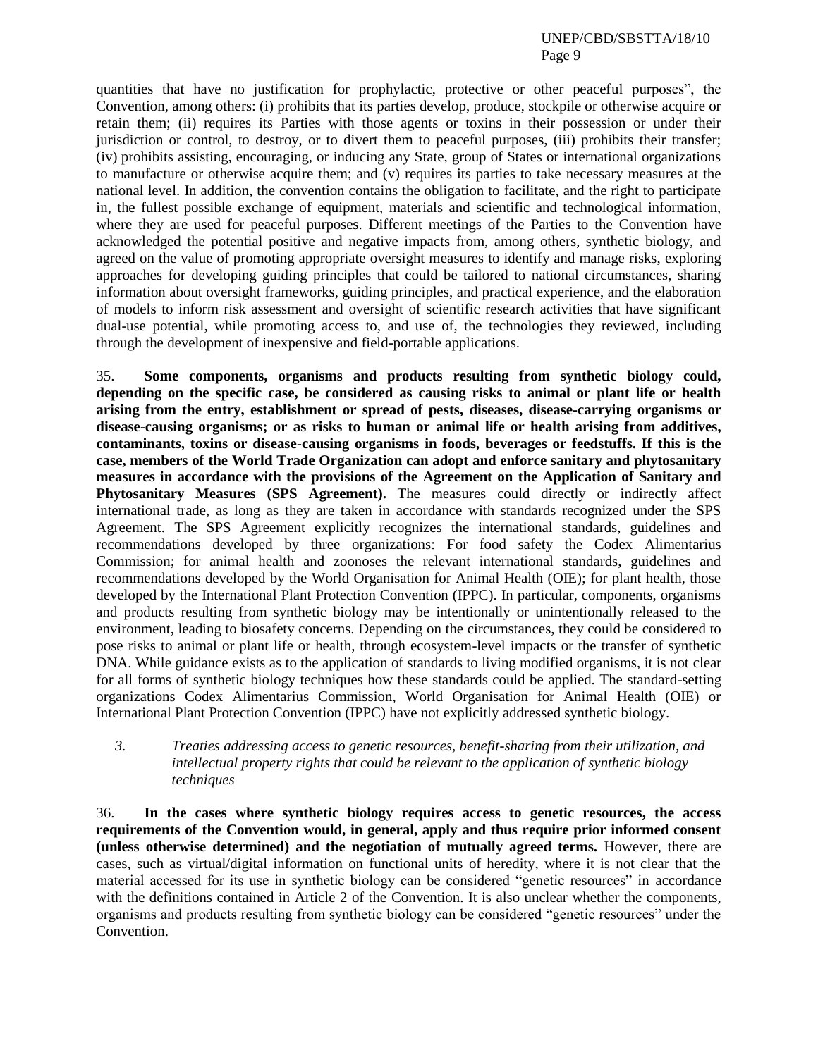quantities that have no justification for prophylactic, protective or other peaceful purposes", the Convention, among others: (i) prohibits that its parties develop, produce, stockpile or otherwise acquire or retain them; (ii) requires its Parties with those agents or toxins in their possession or under their jurisdiction or control, to destroy, or to divert them to peaceful purposes, (iii) prohibits their transfer; (iv) prohibits assisting, encouraging, or inducing any State, group of States or international organizations to manufacture or otherwise acquire them; and (v) requires its parties to take necessary measures at the national level. In addition, the convention contains the obligation to facilitate, and the right to participate in, the fullest possible exchange of equipment, materials and scientific and technological information, where they are used for peaceful purposes. Different meetings of the Parties to the Convention have acknowledged the potential positive and negative impacts from, among others, synthetic biology, and agreed on the value of promoting appropriate oversight measures to identify and manage risks, exploring approaches for developing guiding principles that could be tailored to national circumstances, sharing information about oversight frameworks, guiding principles, and practical experience, and the elaboration of models to inform risk assessment and oversight of scientific research activities that have significant dual-use potential, while promoting access to, and use of, the technologies they reviewed, including through the development of inexpensive and field-portable applications.

35. **Some components, organisms and products resulting from synthetic biology could, depending on the specific case, be considered as causing risks to animal or plant life or health arising from the entry, establishment or spread of pests, diseases, disease-carrying organisms or disease-causing organisms; or as risks to human or animal life or health arising from additives, contaminants, toxins or disease-causing organisms in foods, beverages or feedstuffs. If this is the case, members of the World Trade Organization can adopt and enforce sanitary and phytosanitary measures in accordance with the provisions of the Agreement on the Application of Sanitary and Phytosanitary Measures (SPS Agreement).** The measures could directly or indirectly affect international trade, as long as they are taken in accordance with standards recognized under the SPS Agreement. The SPS Agreement explicitly recognizes the international standards, guidelines and recommendations developed by three organizations: For food safety the Codex Alimentarius Commission; for animal health and zoonoses the relevant international standards, guidelines and recommendations developed by the World Organisation for Animal Health (OIE); for plant health, those developed by the International Plant Protection Convention (IPPC). In particular, components, organisms and products resulting from synthetic biology may be intentionally or unintentionally released to the environment, leading to biosafety concerns. Depending on the circumstances, they could be considered to pose risks to animal or plant life or health, through ecosystem-level impacts or the transfer of synthetic DNA. While guidance exists as to the application of standards to living modified organisms, it is not clear for all forms of synthetic biology techniques how these standards could be applied. The standard-setting organizations Codex Alimentarius Commission, World Organisation for Animal Health (OIE) or International Plant Protection Convention (IPPC) have not explicitly addressed synthetic biology.

### *3. Treaties addressing access to genetic resources, benefit-sharing from their utilization, and intellectual property rights that could be relevant to the application of synthetic biology techniques*

36. **In the cases where synthetic biology requires access to genetic resources, the access requirements of the Convention would, in general, apply and thus require prior informed consent (unless otherwise determined) and the negotiation of mutually agreed terms.** However, there are cases, such as virtual/digital information on functional units of heredity, where it is not clear that the material accessed for its use in synthetic biology can be considered "genetic resources" in accordance with the definitions contained in Article 2 of the Convention. It is also unclear whether the components, organisms and products resulting from synthetic biology can be considered "genetic resources" under the Convention.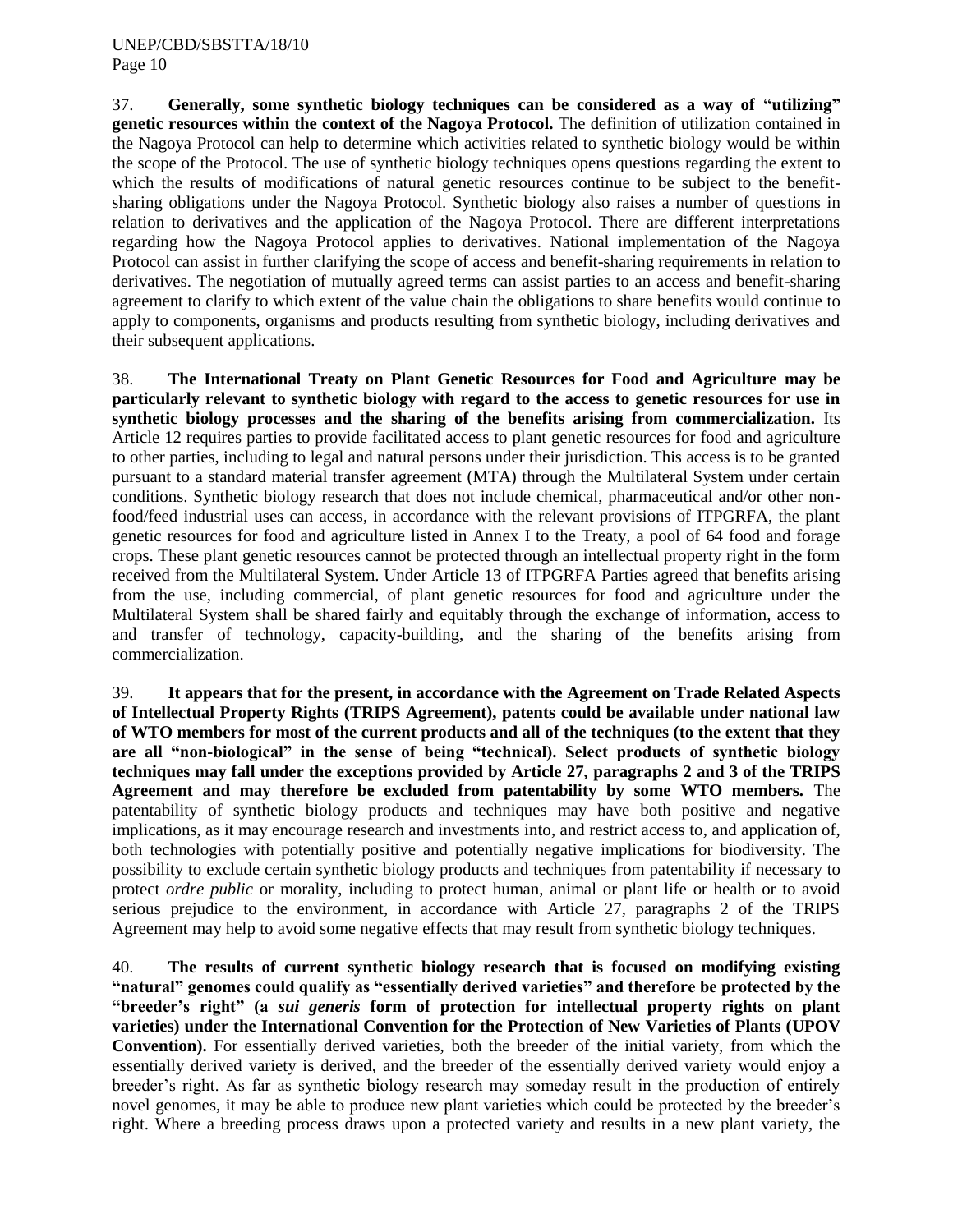37. **Generally, some synthetic biology techniques can be considered as a way of "utilizing" genetic resources within the context of the Nagoya Protocol.** The definition of utilization contained in the Nagoya Protocol can help to determine which activities related to synthetic biology would be within the scope of the Protocol. The use of synthetic biology techniques opens questions regarding the extent to which the results of modifications of natural genetic resources continue to be subject to the benefit-sharing obligations under the Nagoya Protocol. Synthetic biology also raises a number of questions in relation to derivatives and the application of the Nagoya Protocol. There are different interpretations regarding how the Nagoya Protocol applies to derivatives. National implementation of the Nagoya Protocol can assist in further clarifying the scope of access and benefit-sharing requirements in relation to derivatives. The negotiation of mutually agreed terms can assist parties to an access and benefit-sharing agreement to clarify to which extent of the value chain the obligations to share benefits would continue to apply to components, organisms and products resulting from synthetic biology, including derivatives and their subsequent applications.

38. **The International Treaty on Plant Genetic Resources for Food and Agriculture may be particularly relevant to synthetic biology with regard to the access to genetic resources for use in synthetic biology processes and the sharing of the benefits arising from commercialization.** Its Article 12 requires parties to provide facilitated access to plant genetic resources for food and agriculture to other parties, including to legal and natural persons under their jurisdiction. This access is to be granted pursuant to a standard material transfer agreement (MTA) through the Multilateral System under certain conditions. Synthetic biology research that does not include chemical, pharmaceutical and/or other non-food/feed industrial uses can access, in accordance with the relevant provisions of ITPGRFA, the plant genetic resources for food and agriculture listed in Annex I to the Treaty, a pool of 64 food and forage crops. These plant genetic resources cannot be protected through an intellectual property right in the form received from the Multilateral System. Under Article 13 of ITPGRFA Parties agreed that benefits arising from the use, including commercial, of plant genetic resources for food and agriculture under the Multilateral System shall be shared fairly and equitably through the exchange of information, access to and transfer of technology, capacity-building, and the sharing of the benefits arising from commercialization.

39. **It appears that for the present, in accordance with the Agreement on Trade Related Aspects of Intellectual Property Rights (TRIPS Agreement), patents could be available under national law of WTO members for most of the current products and all of the techniques (to the extent that they are all "non-biological" in the sense of being "technical). Select products of synthetic biology techniques may fall under the exceptions provided by Article 27, paragraphs 2 and 3 of the TRIPS Agreement and may therefore be excluded from patentability by some WTO members.** The patentability of synthetic biology products and techniques may have both positive and negative implications, as it may encourage research and investments into, and restrict access to, and application of, both technologies with potentially positive and potentially negative implications for biodiversity. The possibility to exclude certain synthetic biology products and techniques from patentability if necessary to protect *ordre public* or morality, including to protect human, animal or plant life or health or to avoid serious prejudice to the environment, in accordance with Article 27, paragraphs 2 of the TRIPS Agreement may help to avoid some negative effects that may result from synthetic biology techniques.

40. **The results of current synthetic biology research that is focused on modifying existing "natural" genomes could qualify as "essentially derived varieties" and therefore be protected by the "breeder's right" (a *sui generis* form of protection for intellectual property rights on plant varieties) under the International Convention for the Protection of New Varieties of Plants (UPOV Convention).** For essentially derived varieties, both the breeder of the initial variety, from which the essentially derived variety is derived, and the breeder of the essentially derived variety would enjoy a breeder's right. As far as synthetic biology research may someday result in the production of entirely novel genomes, it may be able to produce new plant varieties which could be protected by the breeder's right. Where a breeding process draws upon a protected variety and results in a new plant variety, the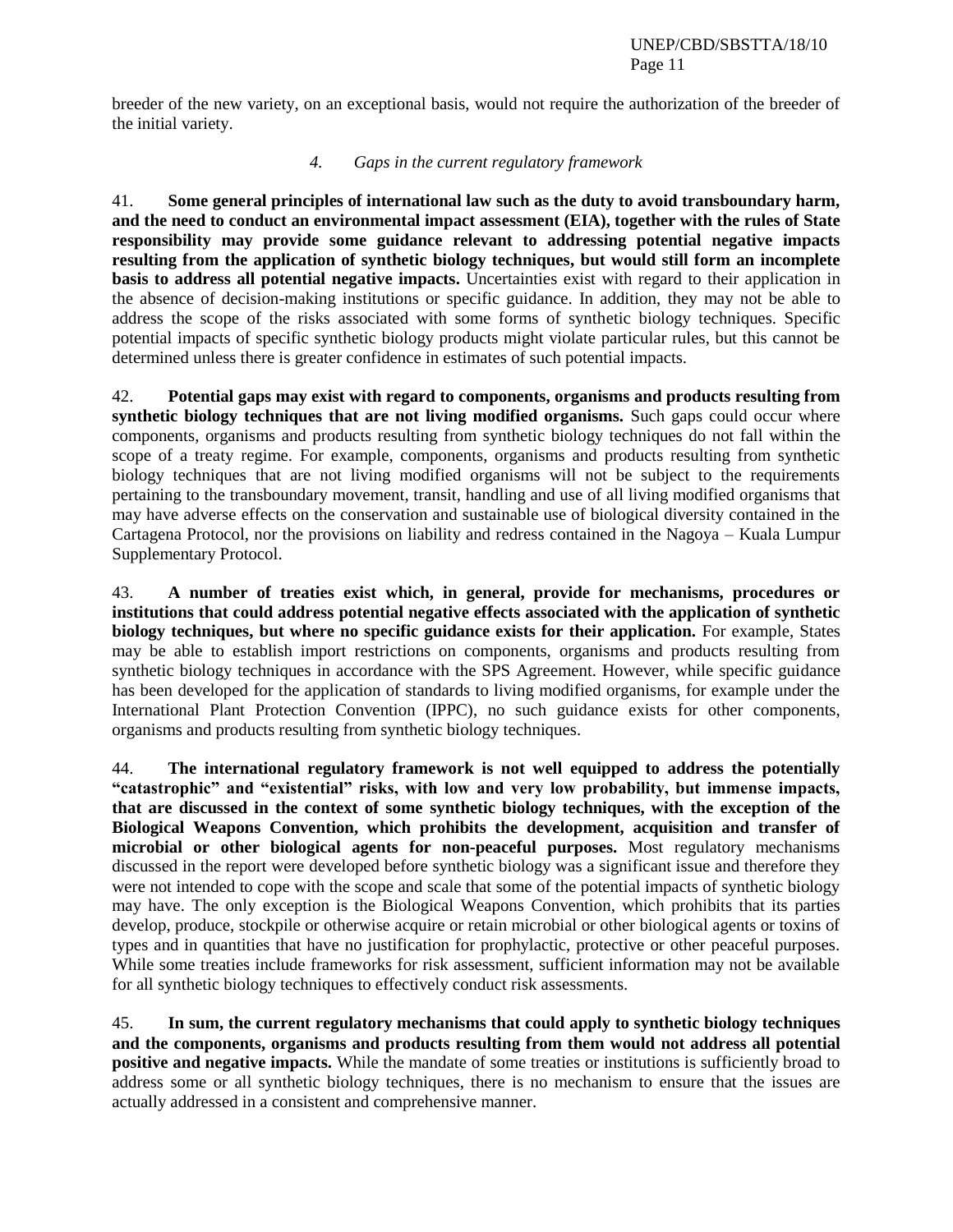breeder of the new variety, on an exceptional basis, would not require the authorization of the breeder of the initial variety.

### *4. Gaps in the current regulatory framework*

41. **Some general principles of international law such as the duty to avoid transboundary harm, and the need to conduct an environmental impact assessment (EIA), together with the rules of State responsibility may provide some guidance relevant to addressing potential negative impacts resulting from the application of synthetic biology techniques, but would still form an incomplete basis to address all potential negative impacts.** Uncertainties exist with regard to their application in the absence of decision-making institutions or specific guidance. In addition, they may not be able to address the scope of the risks associated with some forms of synthetic biology techniques. Specific potential impacts of specific synthetic biology products might violate particular rules, but this cannot be determined unless there is greater confidence in estimates of such potential impacts.

42. **Potential gaps may exist with regard to components, organisms and products resulting from synthetic biology techniques that are not living modified organisms.** Such gaps could occur where components, organisms and products resulting from synthetic biology techniques do not fall within the scope of a treaty regime. For example, components, organisms and products resulting from synthetic biology techniques that are not living modified organisms will not be subject to the requirements pertaining to the transboundary movement, transit, handling and use of all living modified organisms that may have adverse effects on the conservation and sustainable use of biological diversity contained in the Cartagena Protocol, nor the provisions on liability and redress contained in the Nagoya – Kuala Lumpur Supplementary Protocol.

43. **A number of treaties exist which, in general, provide for mechanisms, procedures or institutions that could address potential negative effects associated with the application of synthetic biology techniques, but where no specific guidance exists for their application.** For example, States may be able to establish import restrictions on components, organisms and products resulting from synthetic biology techniques in accordance with the SPS Agreement. However, while specific guidance has been developed for the application of standards to living modified organisms, for example under the International Plant Protection Convention (IPPC), no such guidance exists for other components, organisms and products resulting from synthetic biology techniques.

44. **The international regulatory framework is not well equipped to address the potentially "catastrophic" and "existential" risks, with low and very low probability, but immense impacts, that are discussed in the context of some synthetic biology techniques, with the exception of the Biological Weapons Convention, which prohibits the development, acquisition and transfer of microbial or other biological agents for non-peaceful purposes.** Most regulatory mechanisms discussed in the report were developed before synthetic biology was a significant issue and therefore they were not intended to cope with the scope and scale that some of the potential impacts of synthetic biology may have. The only exception is the Biological Weapons Convention, which prohibits that its parties develop, produce, stockpile or otherwise acquire or retain microbial or other biological agents or toxins of types and in quantities that have no justification for prophylactic, protective or other peaceful purposes. While some treaties include frameworks for risk assessment, sufficient information may not be available for all synthetic biology techniques to effectively conduct risk assessments.

45. **In sum, the current regulatory mechanisms that could apply to synthetic biology techniques and the components, organisms and products resulting from them would not address all potential positive and negative impacts.** While the mandate of some treaties or institutions is sufficiently broad to address some or all synthetic biology techniques, there is no mechanism to ensure that the issues are actually addressed in a consistent and comprehensive manner.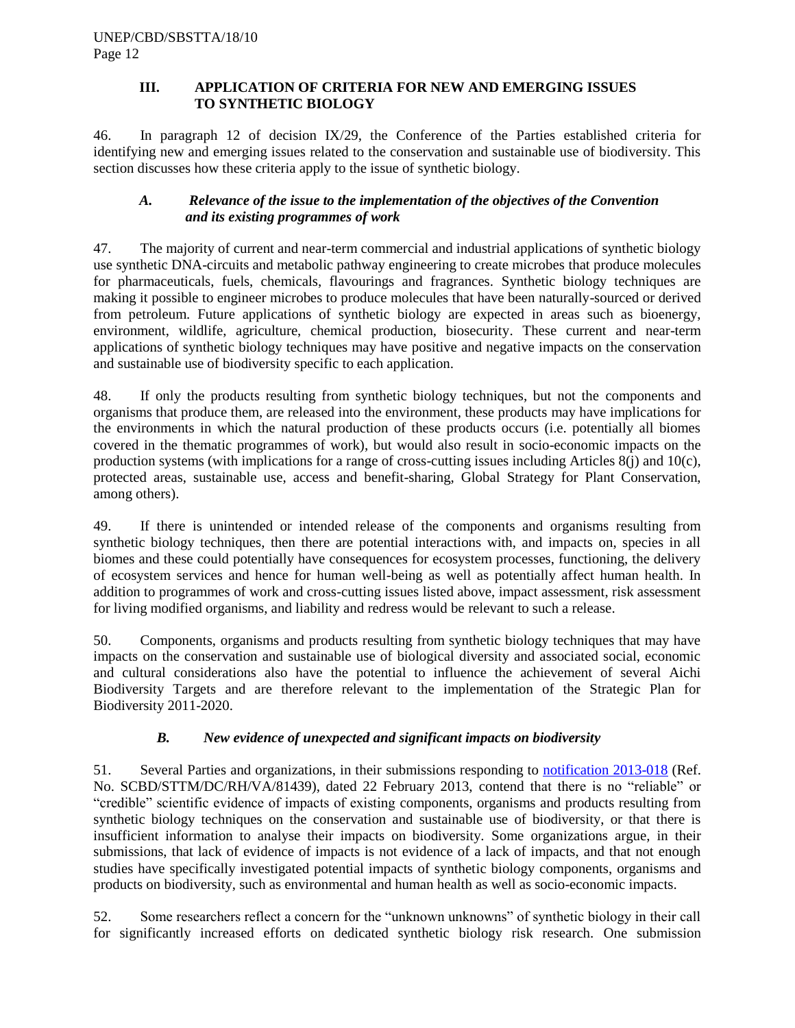## III. APPLICATION OF CRITERIA FOR NEW AND EMERGING ISSUES TO SYNTHETIC BIOLOGY

46. In paragraph 12 of decision IX/29, the Conference of the Parties established criteria for identifying new and emerging issues related to the conservation and sustainable use of biodiversity. This section discusses how these criteria apply to the issue of synthetic biology.

### *A. Relevance of the issue to the implementation of the objectives of the Convention and its existing programmes of work*

47. The majority of current and near-term commercial and industrial applications of synthetic biology use synthetic DNA-circuits and metabolic pathway engineering to create microbes that produce molecules for pharmaceuticals, fuels, chemicals, flavourings and fragrances. Synthetic biology techniques are making it possible to engineer microbes to produce molecules that have been naturally-sourced or derived from petroleum. Future applications of synthetic biology are expected in areas such as bioenergy, environment, wildlife, agriculture, chemical production, biosecurity. These current and near-term applications of synthetic biology techniques may have positive and negative impacts on the conservation and sustainable use of biodiversity specific to each application.

48. If only the products resulting from synthetic biology techniques, but not the components and organisms that produce them, are released into the environment, these products may have implications for the environments in which the natural production of these products occurs (i.e. potentially all biomes covered in the thematic programmes of work), but would also result in socio-economic impacts on the production systems (with implications for a range of cross-cutting issues including Articles 8(j) and 10(c), protected areas, sustainable use, access and benefit-sharing, Global Strategy for Plant Conservation, among others).

49. If there is unintended or intended release of the components and organisms resulting from synthetic biology techniques, then there are potential interactions with, and impacts on, species in all biomes and these could potentially have consequences for ecosystem processes, functioning, the delivery of ecosystem services and hence for human well-being as well as potentially affect human health. In addition to programmes of work and cross-cutting issues listed above, impact assessment, risk assessment for living modified organisms, and liability and redress would be relevant to such a release.

50. Components, organisms and products resulting from synthetic biology techniques that may have impacts on the conservation and sustainable use of biological diversity and associated social, economic and cultural considerations also have the potential to influence the achievement of several Aichi Biodiversity Targets and are therefore relevant to the implementation of the Strategic Plan for Biodiversity 2011-2020.

### *B. New evidence of unexpected and significant impacts on biodiversity*

51. Several Parties and organizations, in their submissions responding to notification 2013-018 (Ref. No. SCBD/STTM/DC/RH/VA/81439), dated 22 February 2013, contend that there is no "reliable" or "credible" scientific evidence of impacts of existing components, organisms and products resulting from synthetic biology techniques on the conservation and sustainable use of biodiversity, or that there is insufficient information to analyse their impacts on biodiversity. Some organizations argue, in their submissions, that lack of evidence of impacts is not evidence of a lack of impacts, and that not enough studies have specifically investigated potential impacts of synthetic biology components, organisms and products on biodiversity, such as environmental and human health as well as socio-economic impacts.

52. Some researchers reflect a concern for the "unknown unknowns" of synthetic biology in their call for significantly increased efforts on dedicated synthetic biology risk research. One submission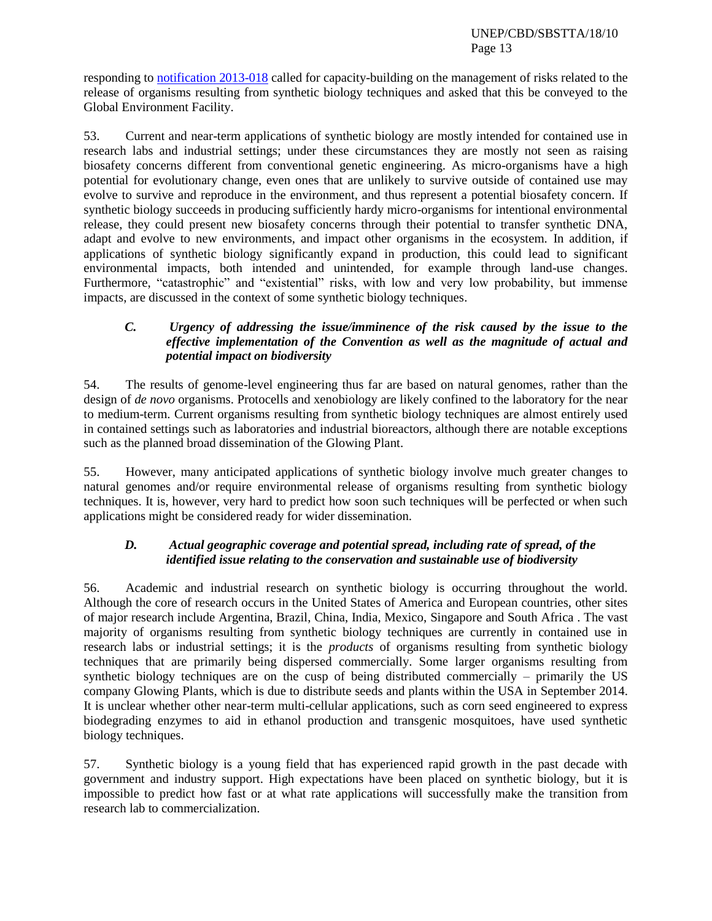responding to [notification 2013-018](notification 2013-018) called for capacity-building on the management of risks related to the release of organisms resulting from synthetic biology techniques and asked that this be conveyed to the Global Environment Facility.

53. Current and near-term applications of synthetic biology are mostly intended for contained use in research labs and industrial settings; under these circumstances they are mostly not seen as raising biosafety concerns different from conventional genetic engineering. As micro-organisms have a high potential for evolutionary change, even ones that are unlikely to survive outside of contained use may evolve to survive and reproduce in the environment, and thus represent a potential biosafety concern. If synthetic biology succeeds in producing sufficiently hardy micro-organisms for intentional environmental release, they could present new biosafety concerns through their potential to transfer synthetic DNA, adapt and evolve to new environments, and impact other organisms in the ecosystem. In addition, if applications of synthetic biology significantly expand in production, this could lead to significant environmental impacts, both intended and unintended, for example through land-use changes. Furthermore, "catastrophic" and "existential" risks, with low and very low probability, but immense impacts, are discussed in the context of some synthetic biology techniques.

### *C. Urgency of addressing the issue/imminence of the risk caused by the issue to the effective implementation of the Convention as well as the magnitude of actual and potential impact on biodiversity*

54. The results of genome-level engineering thus far are based on natural genomes, rather than the design of *de novo* organisms. Protocells and xenobiology are likely confined to the laboratory for the near to medium-term. Current organisms resulting from synthetic biology techniques are almost entirely used in contained settings such as laboratories and industrial bioreactors, although there are notable exceptions such as the planned broad dissemination of the Glowing Plant.

55. However, many anticipated applications of synthetic biology involve much greater changes to natural genomes and/or require environmental release of organisms resulting from synthetic biology techniques. It is, however, very hard to predict how soon such techniques will be perfected or when such applications might be considered ready for wider dissemination.

### *D. Actual geographic coverage and potential spread, including rate of spread, of the identified issue relating to the conservation and sustainable use of biodiversity*

56. Academic and industrial research on synthetic biology is occurring throughout the world. Although the core of research occurs in the United States of America and European countries, other sites of major research include Argentina, Brazil, China, India, Mexico, Singapore and South Africa . The vast majority of organisms resulting from synthetic biology techniques are currently in contained use in research labs or industrial settings; it is the *products* of organisms resulting from synthetic biology techniques that are primarily being dispersed commercially. Some larger organisms resulting from synthetic biology techniques are on the cusp of being distributed commercially – primarily the US company Glowing Plants, which is due to distribute seeds and plants within the USA in September 2014. It is unclear whether other near-term multi-cellular applications, such as corn seed engineered to express biodegrading enzymes to aid in ethanol production and transgenic mosquitoes, have used synthetic biology techniques.

57. Synthetic biology is a young field that has experienced rapid growth in the past decade with government and industry support. High expectations have been placed on synthetic biology, but it is impossible to predict how fast or at what rate applications will successfully make the transition from research lab to commercialization.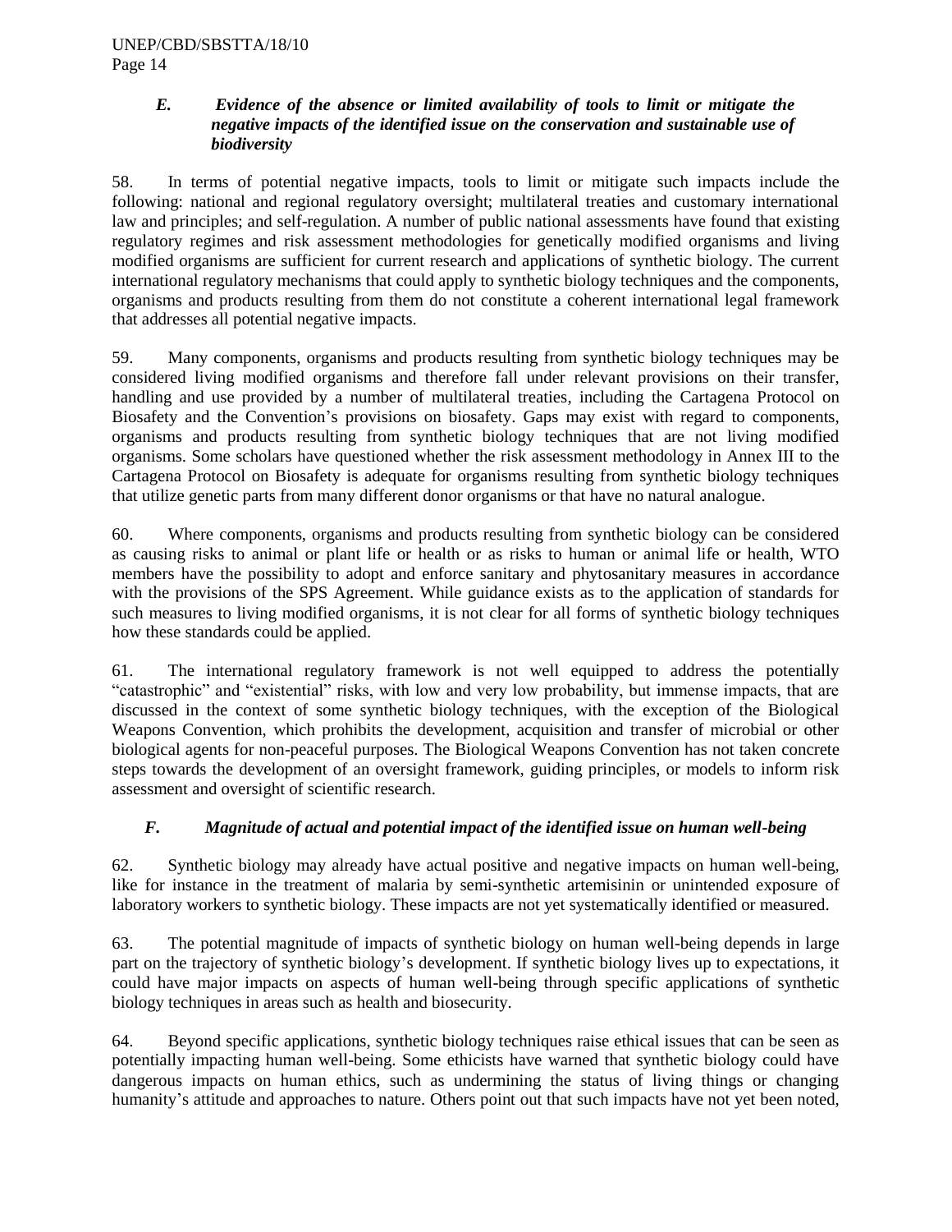### *E. Evidence of the absence or limited availability of tools to limit or mitigate the negative impacts of the identified issue on the conservation and sustainable use of biodiversity*

58. In terms of potential negative impacts, tools to limit or mitigate such impacts include the following: national and regional regulatory oversight; multilateral treaties and customary international law and principles; and self-regulation. A number of public national assessments have found that existing regulatory regimes and risk assessment methodologies for genetically modified organisms and living modified organisms are sufficient for current research and applications of synthetic biology. The current international regulatory mechanisms that could apply to synthetic biology techniques and the components, organisms and products resulting from them do not constitute a coherent international legal framework that addresses all potential negative impacts.

59. Many components, organisms and products resulting from synthetic biology techniques may be considered living modified organisms and therefore fall under relevant provisions on their transfer, handling and use provided by a number of multilateral treaties, including the Cartagena Protocol on Biosafety and the Convention's provisions on biosafety. Gaps may exist with regard to components, organisms and products resulting from synthetic biology techniques that are not living modified organisms. Some scholars have questioned whether the risk assessment methodology in Annex III to the Cartagena Protocol on Biosafety is adequate for organisms resulting from synthetic biology techniques that utilize genetic parts from many different donor organisms or that have no natural analogue.

60. Where components, organisms and products resulting from synthetic biology can be considered as causing risks to animal or plant life or health or as risks to human or animal life or health, WTO members have the possibility to adopt and enforce sanitary and phytosanitary measures in accordance with the provisions of the SPS Agreement. While guidance exists as to the application of standards for such measures to living modified organisms, it is not clear for all forms of synthetic biology techniques how these standards could be applied.

61. The international regulatory framework is not well equipped to address the potentially "catastrophic" and "existential" risks, with low and very low probability, but immense impacts, that are discussed in the context of some synthetic biology techniques, with the exception of the Biological Weapons Convention, which prohibits the development, acquisition and transfer of microbial or other biological agents for non-peaceful purposes. The Biological Weapons Convention has not taken concrete steps towards the development of an oversight framework, guiding principles, or models to inform risk assessment and oversight of scientific research.

### *F. Magnitude of actual and potential impact of the identified issue on human well-being*

62. Synthetic biology may already have actual positive and negative impacts on human well-being, like for instance in the treatment of malaria by semi-synthetic artemisinin or unintended exposure of laboratory workers to synthetic biology. These impacts are not yet systematically identified or measured.

63. The potential magnitude of impacts of synthetic biology on human well-being depends in large part on the trajectory of synthetic biology's development. If synthetic biology lives up to expectations, it could have major impacts on aspects of human well-being through specific applications of synthetic biology techniques in areas such as health and biosecurity.

64. Beyond specific applications, synthetic biology techniques raise ethical issues that can be seen as potentially impacting human well-being. Some ethicists have warned that synthetic biology could have dangerous impacts on human ethics, such as undermining the status of living things or changing humanity's attitude and approaches to nature. Others point out that such impacts have not yet been noted,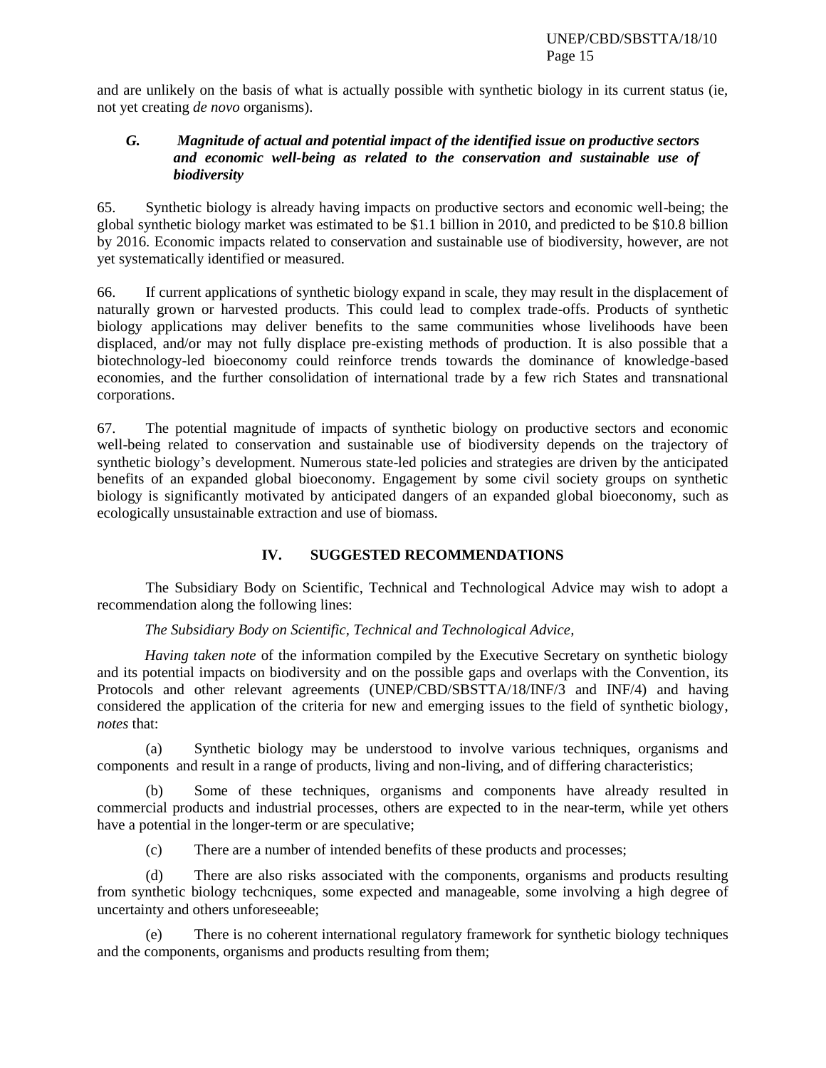and are unlikely on the basis of what is actually possible with synthetic biology in its current status (ie, not yet creating *de novo* organisms).

### *G. Magnitude of actual and potential impact of the identified issue on productive sectors and economic well-being as related to the conservation and sustainable use of biodiversity*

65. Synthetic biology is already having impacts on productive sectors and economic well-being; the global synthetic biology market was estimated to be \$1.1 billion in 2010, and predicted to be \$10.8 billion by 2016. Economic impacts related to conservation and sustainable use of biodiversity, however, are not yet systematically identified or measured.

66. If current applications of synthetic biology expand in scale, they may result in the displacement of naturally grown or harvested products. This could lead to complex trade-offs. Products of synthetic biology applications may deliver benefits to the same communities whose livelihoods have been displaced, and/or may not fully displace pre-existing methods of production. It is also possible that a biotechnology-led bioeconomy could reinforce trends towards the dominance of knowledge-based economies, and the further consolidation of international trade by a few rich States and transnational corporations.

67. The potential magnitude of impacts of synthetic biology on productive sectors and economic well-being related to conservation and sustainable use of biodiversity depends on the trajectory of synthetic biology's development. Numerous state-led policies and strategies are driven by the anticipated benefits of an expanded global bioeconomy. Engagement by some civil society groups on synthetic biology is significantly motivated by anticipated dangers of an expanded global bioeconomy, such as ecologically unsustainable extraction and use of biomass.

## IV. SUGGESTED RECOMMENDATIONS

The Subsidiary Body on Scientific, Technical and Technological Advice may wish to adopt a recommendation along the following lines:

*The Subsidiary Body on Scientific, Technical and Technological Advice,*

*Having taken note* of the information compiled by the Executive Secretary on synthetic biology and its potential impacts on biodiversity and on the possible gaps and overlaps with the Convention, its Protocols and other relevant agreements (UNEP/CBD/SBSTTA/18/INF/3 and INF/4) and having considered the application of the criteria for new and emerging issues to the field of synthetic biology, *notes* that:

(a) Synthetic biology may be understood to involve various techniques, organisms and components and result in a range of products, living and non-living, and of differing characteristics;

(b) Some of these techniques, organisms and components have already resulted in commercial products and industrial processes, others are expected to in the near-term, while yet others have a potential in the longer-term or are speculative;

(c) There are a number of intended benefits of these products and processes;

(d) There are also risks associated with the components, organisms and products resulting from synthetic biology techcniques, some expected and manageable, some involving a high degree of uncertainty and others unforeseeable;

(e) There is no coherent international regulatory framework for synthetic biology techniques and the components, organisms and products resulting from them;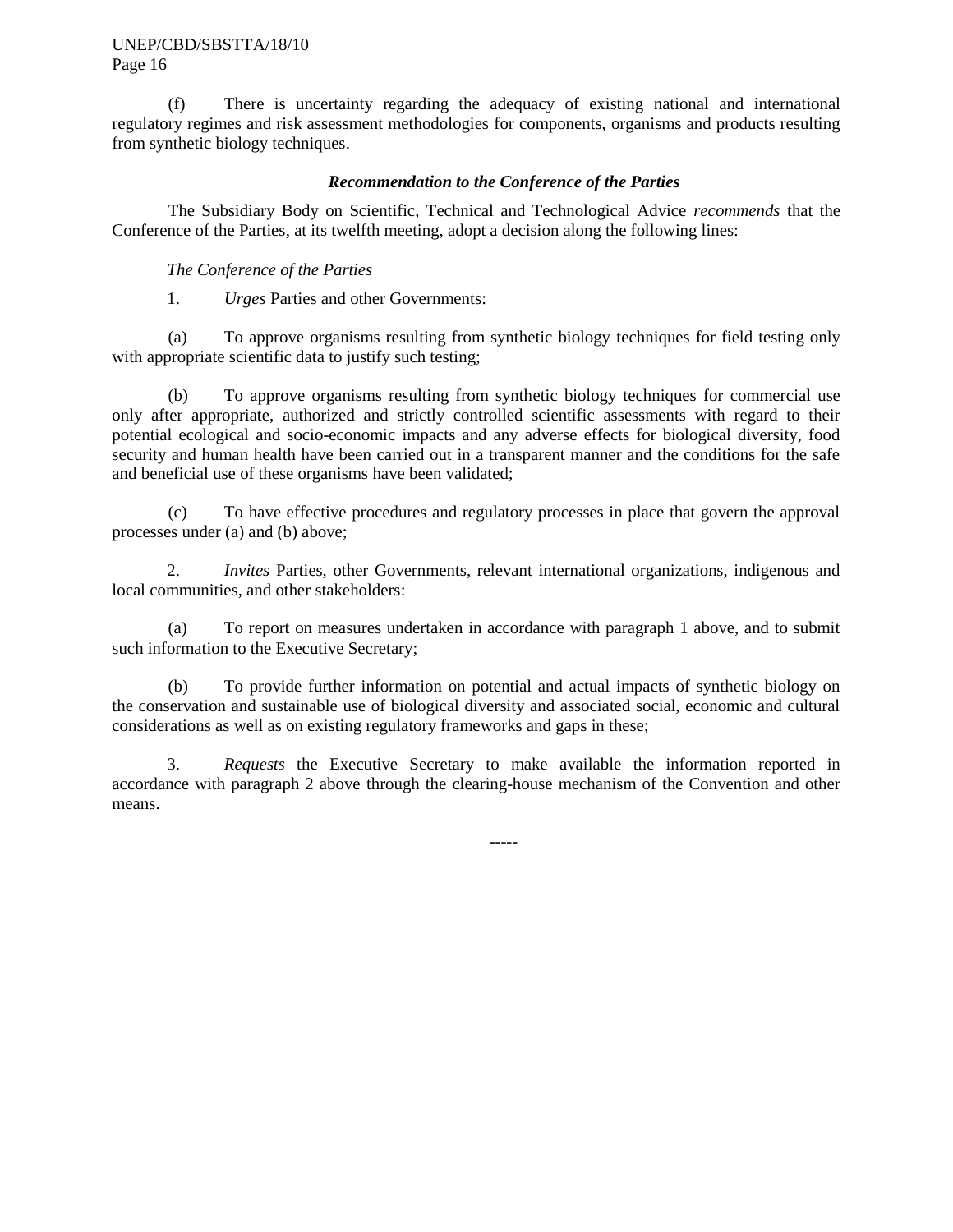(f) There is uncertainty regarding the adequacy of existing national and international regulatory regimes and risk assessment methodologies for components, organisms and products resulting from synthetic biology techniques.

### *Recommendation to the Conference of the Parties*

The Subsidiary Body on Scientific, Technical and Technological Advice *recommends* that the Conference of the Parties, at its twelfth meeting, adopt a decision along the following lines:

*The Conference of the Parties*

1. *Urges* Parties and other Governments:

(a) To approve organisms resulting from synthetic biology techniques for field testing only with appropriate scientific data to justify such testing;

(b) To approve organisms resulting from synthetic biology techniques for commercial use only after appropriate, authorized and strictly controlled scientific assessments with regard to their potential ecological and socio-economic impacts and any adverse effects for biological diversity, food security and human health have been carried out in a transparent manner and the conditions for the safe and beneficial use of these organisms have been validated;

(c) To have effective procedures and regulatory processes in place that govern the approval processes under (a) and (b) above;

2. *Invites* Parties, other Governments, relevant international organizations, indigenous and local communities, and other stakeholders:

(a) To report on measures undertaken in accordance with paragraph 1 above, and to submit such information to the Executive Secretary;

(b) To provide further information on potential and actual impacts of synthetic biology on the conservation and sustainable use of biological diversity and associated social, economic and cultural considerations as well as on existing regulatory frameworks and gaps in these;

3. *Requests* the Executive Secretary to make available the information reported in accordance with paragraph 2 above through the clearing-house mechanism of the Convention and other means.

-----